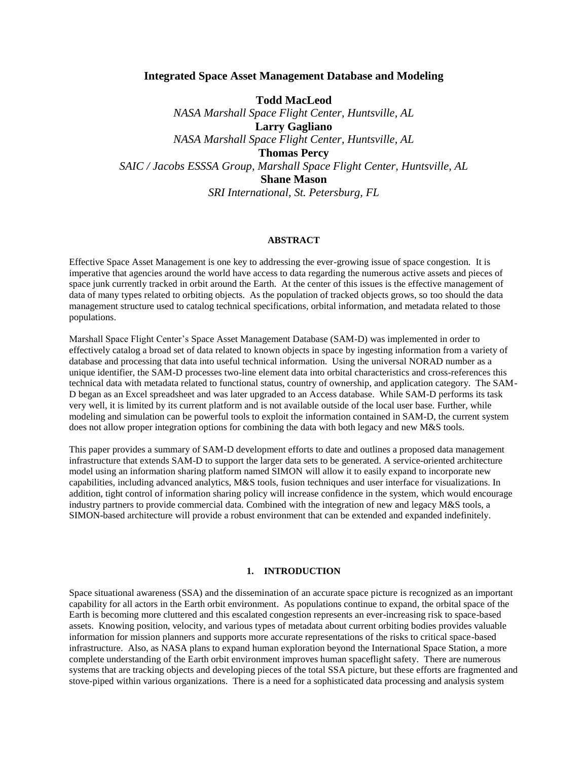# Integrated Space Asset Management Database and Modeling

**Todd MacLeod**
*NASA Marshall Space Flight Center, Huntsville, AL*
**Larry Gagliano**
*NASA Marshall Space Flight Center, Huntsville, AL*
**Thomas Percy**
*SAIC / Jacobs ESSSA Group, Marshall Space Flight Center, Huntsville, AL*
**Shane Mason**
*SRI International, St. Petersburg, FL*

## ABSTRACT

Effective Space Asset Management is one key to addressing the ever-growing issue of space congestion. It is imperative that agencies around the world have access to data regarding the numerous active assets and pieces of space junk currently tracked in orbit around the Earth. At the center of this issues is the effective management of data of many types related to orbiting objects. As the population of tracked objects grows, so too should the data management structure used to catalog technical specifications, orbital information, and metadata related to those populations.

Marshall Space Flight Center's Space Asset Management Database (SAM-D) was implemented in order to effectively catalog a broad set of data related to known objects in space by ingesting information from a variety of database and processing that data into useful technical information. Using the universal NORAD number as a unique identifier, the SAM-D processes two-line element data into orbital characteristics and cross-references this technical data with metadata related to functional status, country of ownership, and application category. The SAM-D began as an Excel spreadsheet and was later upgraded to an Access database. While SAM-D performs its task very well, it is limited by its current platform and is not available outside of the local user base. Further, while modeling and simulation can be powerful tools to exploit the information contained in SAM-D, the current system does not allow proper integration options for combining the data with both legacy and new M&S tools.

This paper provides a summary of SAM-D development efforts to date and outlines a proposed data management infrastructure that extends SAM-D to support the larger data sets to be generated. A service-oriented architecture model using an information sharing platform named SIMON will allow it to easily expand to incorporate new capabilities, including advanced analytics, M&S tools, fusion techniques and user interface for visualizations. In addition, tight control of information sharing policy will increase confidence in the system, which would encourage industry partners to provide commercial data. Combined with the integration of new and legacy M&S tools, a SIMON-based architecture will provide a robust environment that can be extended and expanded indefinitely.

## 1. INTRODUCTION

Space situational awareness (SSA) and the dissemination of an accurate space picture is recognized as an important capability for all actors in the Earth orbit environment. As populations continue to expand, the orbital space of the Earth is becoming more cluttered and this escalated congestion represents an ever-increasing risk to space-based assets. Knowing position, velocity, and various types of metadata about current orbiting bodies provides valuable information for mission planners and supports more accurate representations of the risks to critical space-based infrastructure. Also, as NASA plans to expand human exploration beyond the International Space Station, a more complete understanding of the Earth orbit environment improves human spaceflight safety. There are numerous systems that are tracking objects and developing pieces of the total SSA picture, but these efforts are fragmented and stove-piped within various organizations. There is a need for a sophisticated data processing and analysis system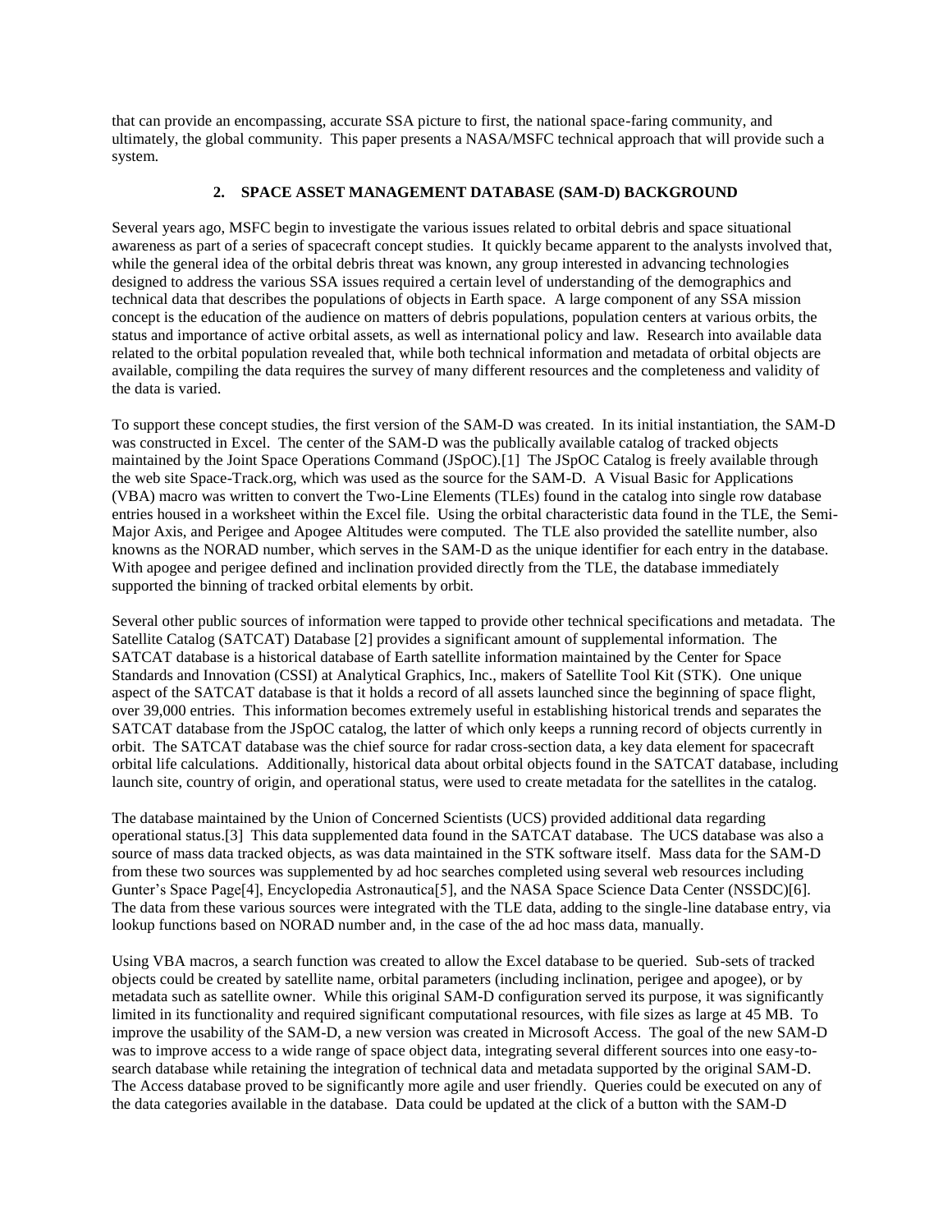that can provide an encompassing, accurate SSA picture to first, the national space-faring community, and ultimately, the global community. This paper presents a NASA/MSFC technical approach that will provide such a system.

## 2. SPACE ASSET MANAGEMENT DATABASE (SAM-D) BACKGROUND

Several years ago, MSFC begin to investigate the various issues related to orbital debris and space situational awareness as part of a series of spacecraft concept studies. It quickly became apparent to the analysts involved that, while the general idea of the orbital debris threat was known, any group interested in advancing technologies designed to address the various SSA issues required a certain level of understanding of the demographics and technical data that describes the populations of objects in Earth space. A large component of any SSA mission concept is the education of the audience on matters of debris populations, population centers at various orbits, the status and importance of active orbital assets, as well as international policy and law. Research into available data related to the orbital population revealed that, while both technical information and metadata of orbital objects are available, compiling the data requires the survey of many different resources and the completeness and validity of the data is varied.

To support these concept studies, the first version of the SAM-D was created. In its initial instantiation, the SAM-D was constructed in Excel. The center of the SAM-D was the publically available catalog of tracked objects maintained by the Joint Space Operations Command (JSpOC).[1] The JSpOC Catalog is freely available through the web site Space-Track.org, which was used as the source for the SAM-D. A Visual Basic for Applications (VBA) macro was written to convert the Two-Line Elements (TLEs) found in the catalog into single row database entries housed in a worksheet within the Excel file. Using the orbital characteristic data found in the TLE, the Semi-Major Axis, and Perigee and Apogee Altitudes were computed. The TLE also provided the satellite number, also knowns as the NORAD number, which serves in the SAM-D as the unique identifier for each entry in the database. With apogee and perigee defined and inclination provided directly from the TLE, the database immediately supported the binning of tracked orbital elements by orbit.

Several other public sources of information were tapped to provide other technical specifications and metadata. The Satellite Catalog (SATCAT) Database [2] provides a significant amount of supplemental information. The SATCAT database is a historical database of Earth satellite information maintained by the Center for Space Standards and Innovation (CSSI) at Analytical Graphics, Inc., makers of Satellite Tool Kit (STK). One unique aspect of the SATCAT database is that it holds a record of all assets launched since the beginning of space flight, over 39,000 entries. This information becomes extremely useful in establishing historical trends and separates the SATCAT database from the JSpOC catalog, the latter of which only keeps a running record of objects currently in orbit. The SATCAT database was the chief source for radar cross-section data, a key data element for spacecraft orbital life calculations. Additionally, historical data about orbital objects found in the SATCAT database, including launch site, country of origin, and operational status, were used to create metadata for the satellites in the catalog.

The database maintained by the Union of Concerned Scientists (UCS) provided additional data regarding operational status.[3] This data supplemented data found in the SATCAT database. The UCS database was also a source of mass data tracked objects, as was data maintained in the STK software itself. Mass data for the SAM-D from these two sources was supplemented by ad hoc searches completed using several web resources including Gunter's Space Page[4], Encyclopedia Astronautica[5], and the NASA Space Science Data Center (NSSDC)[6]. The data from these various sources were integrated with the TLE data, adding to the single-line database entry, via lookup functions based on NORAD number and, in the case of the ad hoc mass data, manually.

Using VBA macros, a search function was created to allow the Excel database to be queried. Sub-sets of tracked objects could be created by satellite name, orbital parameters (including inclination, perigee and apogee), or by metadata such as satellite owner. While this original SAM-D configuration served its purpose, it was significantly limited in its functionality and required significant computational resources, with file sizes as large at 45 MB. To improve the usability of the SAM-D, a new version was created in Microsoft Access. The goal of the new SAM-D was to improve access to a wide range of space object data, integrating several different sources into one easy-to-search database while retaining the integration of technical data and metadata supported by the original SAM-D. The Access database proved to be significantly more agile and user friendly. Queries could be executed on any of the data categories available in the database. Data could be updated at the click of a button with the SAM-D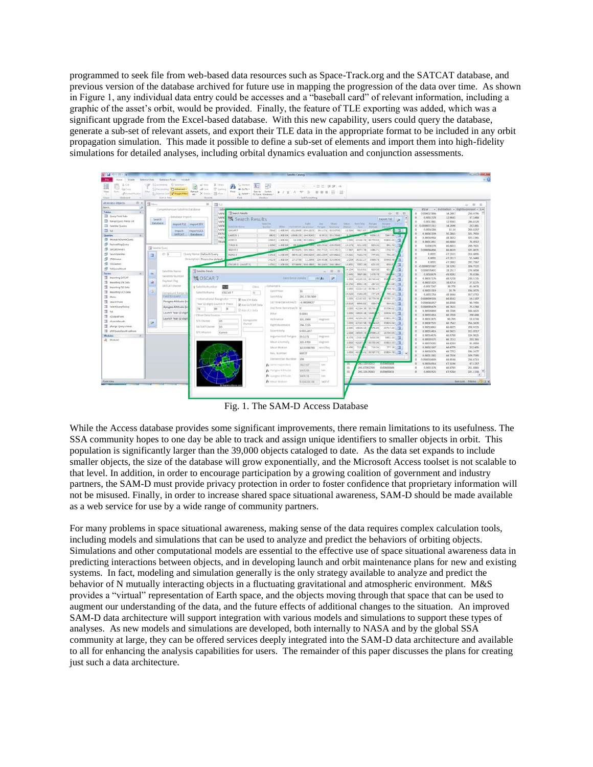programmed to seek file from web-based data resources such as Space-Track.org and the SATCAT database, and previous version of the database archived for future use in mapping the progression of the data over time. As shown in Figure 1, any individual data entry could be accesses and a "baseball card" of relevant information, including a graphic of the asset's orbit, would be provided. Finally, the feature of TLE exporting was added, which was a significant upgrade from the Excel-based database. With this new capability, users could query the database, generate a sub-set of relevant assets, and export their TLE data in the appropriate format to be included in any orbit propagation simulation. This made it possible to define a sub-set of elements and import them into high-fidelity simulations for detailed analyses, including orbital dynamics evaluation and conjunction assessments.

Fig. 1. The SAM-D Access Database

While the Access database provides some significant improvements, there remain limitations to its usefulness. The SSA community hopes to one day be able to track and assign unique identifiers to smaller objects in orbit. This population is significantly larger than the 39,000 objects cataloged to date. As the data set expands to include smaller objects, the size of the database will grow exponentially, and the Microsoft Access toolset is not scalable to that level. In addition, in order to encourage participation by a growing coalition of government and industry partners, the SAM-D must provide privacy protection in order to foster confidence that proprietary information will not be misused. Finally, in order to increase shared space situational awareness, SAM-D should be made available as a web service for use by a wide range of community partners.

For many problems in space situational awareness, making sense of the data requires complex calculation tools, including models and simulations that can be used to analyze and predict the behaviors of orbiting objects. Simulations and other computational models are essential to the effective use of space situational awareness data in predicting interactions between objects, and in developing launch and orbit maintenance plans for new and existing systems. In fact, modeling and simulation generally is the only strategy available to analyze and predict the behavior of N mutually interacting objects in a fluctuating gravitational and atmospheric environment. M&S provides a "virtual" representation of Earth space, and the objects moving through that space that can be used to augment our understanding of the data, and the future effects of additional changes to the situation. An improved SAM-D data architecture will support integration with various models and simulations to support these types of analyses. As new models and simulations are developed, both internally to NASA and by the global SSA community at large, they can be offered services deeply integrated into the SAM-D data architecture and available to all for enhancing the analysis capabilities for users. The remainder of this paper discusses the plans for creating just such a data architecture.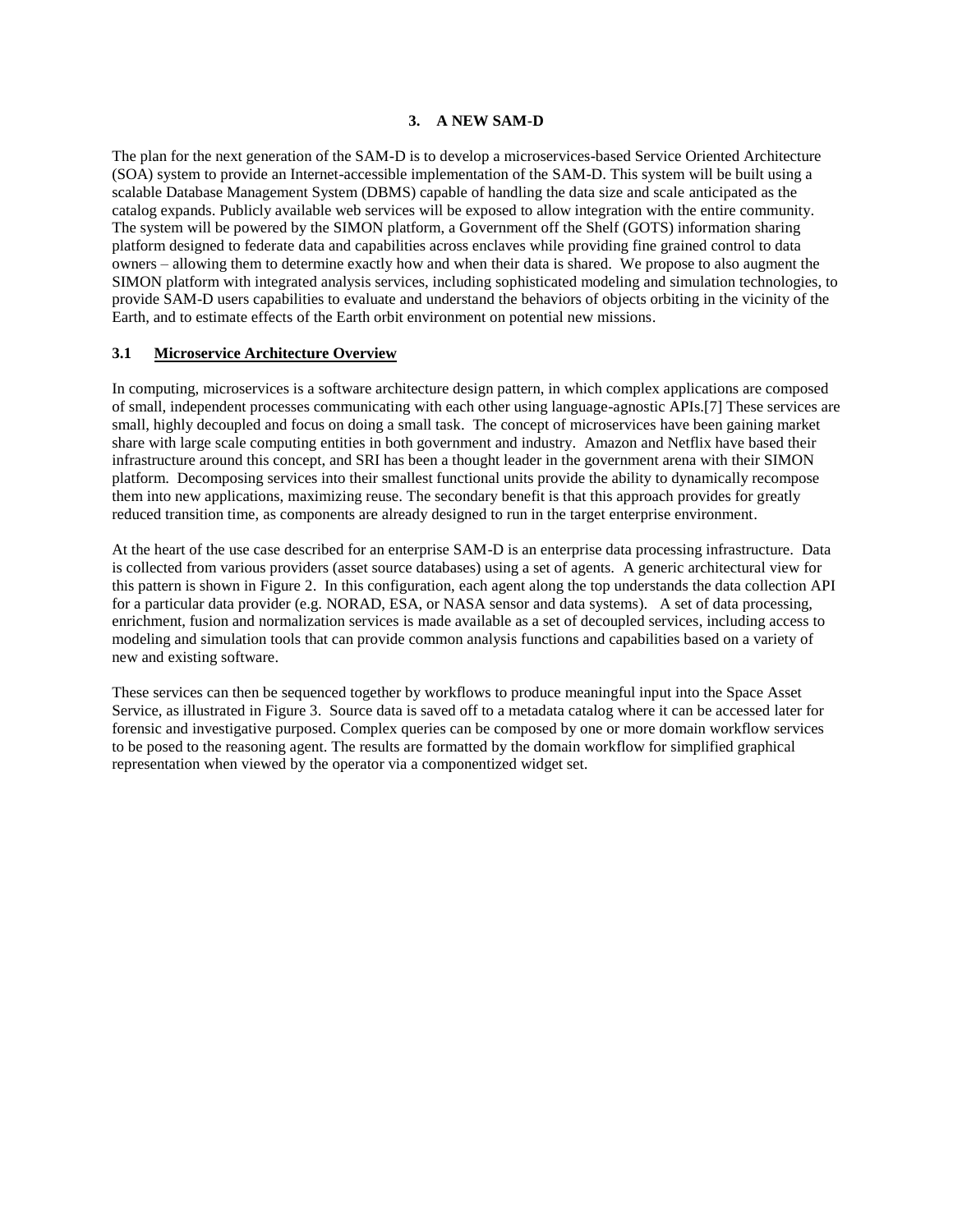## 3. A NEW SAM-D

The plan for the next generation of the SAM-D is to develop a microservices-based Service Oriented Architecture (SOA) system to provide an Internet-accessible implementation of the SAM-D. This system will be built using a scalable Database Management System (DBMS) capable of handling the data size and scale anticipated as the catalog expands. Publicly available web services will be exposed to allow integration with the entire community. The system will be powered by the SIMON platform, a Government off the Shelf (GOTS) information sharing platform designed to federate data and capabilities across enclaves while providing fine grained control to data owners – allowing them to determine exactly how and when their data is shared. We propose to also augment the SIMON platform with integrated analysis services, including sophisticated modeling and simulation technologies, to provide SAM-D users capabilities to evaluate and understand the behaviors of objects orbiting in the vicinity of the Earth, and to estimate effects of the Earth orbit environment on potential new missions.

### 3.1 Microservice Architecture Overview

In computing, microservices is a software architecture design pattern, in which complex applications are composed of small, independent processes communicating with each other using language-agnostic APIs.[7] These services are small, highly decoupled and focus on doing a small task. The concept of microservices have been gaining market share with large scale computing entities in both government and industry. Amazon and Netflix have based their infrastructure around this concept, and SRI has been a thought leader in the government arena with their SIMON platform. Decomposing services into their smallest functional units provide the ability to dynamically recompose them into new applications, maximizing reuse. The secondary benefit is that this approach provides for greatly reduced transition time, as components are already designed to run in the target enterprise environment.

At the heart of the use case described for an enterprise SAM-D is an enterprise data processing infrastructure. Data is collected from various providers (asset source databases) using a set of agents. A generic architectural view for this pattern is shown in Figure 2. In this configuration, each agent along the top understands the data collection API for a particular data provider (e.g. NORAD, ESA, or NASA sensor and data systems). A set of data processing, enrichment, fusion and normalization services is made available as a set of decoupled services, including access to modeling and simulation tools that can provide common analysis functions and capabilities based on a variety of new and existing software.

These services can then be sequenced together by workflows to produce meaningful input into the Space Asset Service, as illustrated in Figure 3. Source data is saved off to a metadata catalog where it can be accessed later for forensic and investigative purposed. Complex queries can be composed by one or more domain workflow services to be posed to the reasoning agent. The results are formatted by the domain workflow for simplified graphical representation when viewed by the operator via a componentized widget set.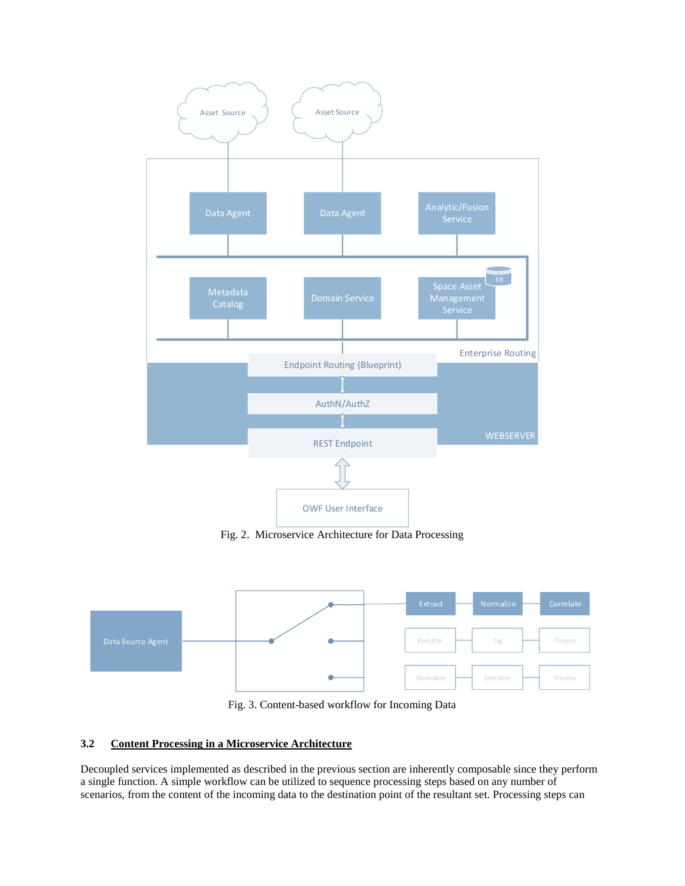Fig. 2. Microservice Architecture for Data Processing

Fig. 3. Content-based workflow for Incoming Data

### 3.2 Content Processing in a Microservice Architecture

Decoupled services implemented as described in the previous section are inherently composable since they perform a single function. A simple workflow can be utilized to sequence processing steps based on any number of scenarios, from the content of the incoming data to the destination point of the resultant set. Processing steps can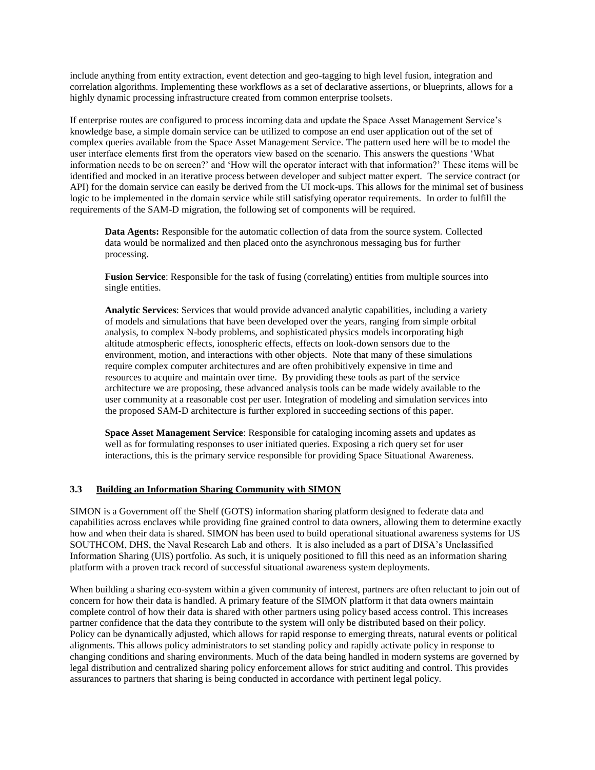include anything from entity extraction, event detection and geo-tagging to high level fusion, integration and correlation algorithms. Implementing these workflows as a set of declarative assertions, or blueprints, allows for a highly dynamic processing infrastructure created from common enterprise toolsets.

If enterprise routes are configured to process incoming data and update the Space Asset Management Service's knowledge base, a simple domain service can be utilized to compose an end user application out of the set of complex queries available from the Space Asset Management Service. The pattern used here will be to model the user interface elements first from the operators view based on the scenario. This answers the questions 'What information needs to be on screen?' and 'How will the operator interact with that information?' These items will be identified and mocked in an iterative process between developer and subject matter expert. The service contract (or API) for the domain service can easily be derived from the UI mock-ups. This allows for the minimal set of business logic to be implemented in the domain service while still satisfying operator requirements. In order to fulfill the requirements of the SAM-D migration, the following set of components will be required.

> **Data Agents:** Responsible for the automatic collection of data from the source system. Collected data would be normalized and then placed onto the asynchronous messaging bus for further processing.
>
> **Fusion Service**: Responsible for the task of fusing (correlating) entities from multiple sources into single entities.
>
> **Analytic Services**: Services that would provide advanced analytic capabilities, including a variety of models and simulations that have been developed over the years, ranging from simple orbital analysis, to complex N-body problems, and sophisticated physics models incorporating high altitude atmospheric effects, ionospheric effects, effects on look-down sensors due to the environment, motion, and interactions with other objects. Note that many of these simulations require complex computer architectures and are often prohibitively expensive in time and resources to acquire and maintain over time. By providing these tools as part of the service architecture we are proposing, these advanced analysis tools can be made widely available to the user community at a reasonable cost per user. Integration of modeling and simulation services into the proposed SAM-D architecture is further explored in succeeding sections of this paper.
>
> **Space Asset Management Service**: Responsible for cataloging incoming assets and updates as well as for formulating responses to user initiated queries. Exposing a rich query set for user interactions, this is the primary service responsible for providing Space Situational Awareness.

### 3.3 Building an Information Sharing Community with SIMON

SIMON is a Government off the Shelf (GOTS) information sharing platform designed to federate data and capabilities across enclaves while providing fine grained control to data owners, allowing them to determine exactly how and when their data is shared. SIMON has been used to build operational situational awareness systems for US SOUTHCOM, DHS, the Naval Research Lab and others. It is also included as a part of DISA's Unclassified Information Sharing (UIS) portfolio. As such, it is uniquely positioned to fill this need as an information sharing platform with a proven track record of successful situational awareness system deployments.

When building a sharing eco-system within a given community of interest, partners are often reluctant to join out of concern for how their data is handled. A primary feature of the SIMON platform it that data owners maintain complete control of how their data is shared with other partners using policy based access control. This increases partner confidence that the data they contribute to the system will only be distributed based on their policy. Policy can be dynamically adjusted, which allows for rapid response to emerging threats, natural events or political alignments. This allows policy administrators to set standing policy and rapidly activate policy in response to changing conditions and sharing environments. Much of the data being handled in modern systems are governed by legal distribution and centralized sharing policy enforcement allows for strict auditing and control. This provides assurances to partners that sharing is being conducted in accordance with pertinent legal policy.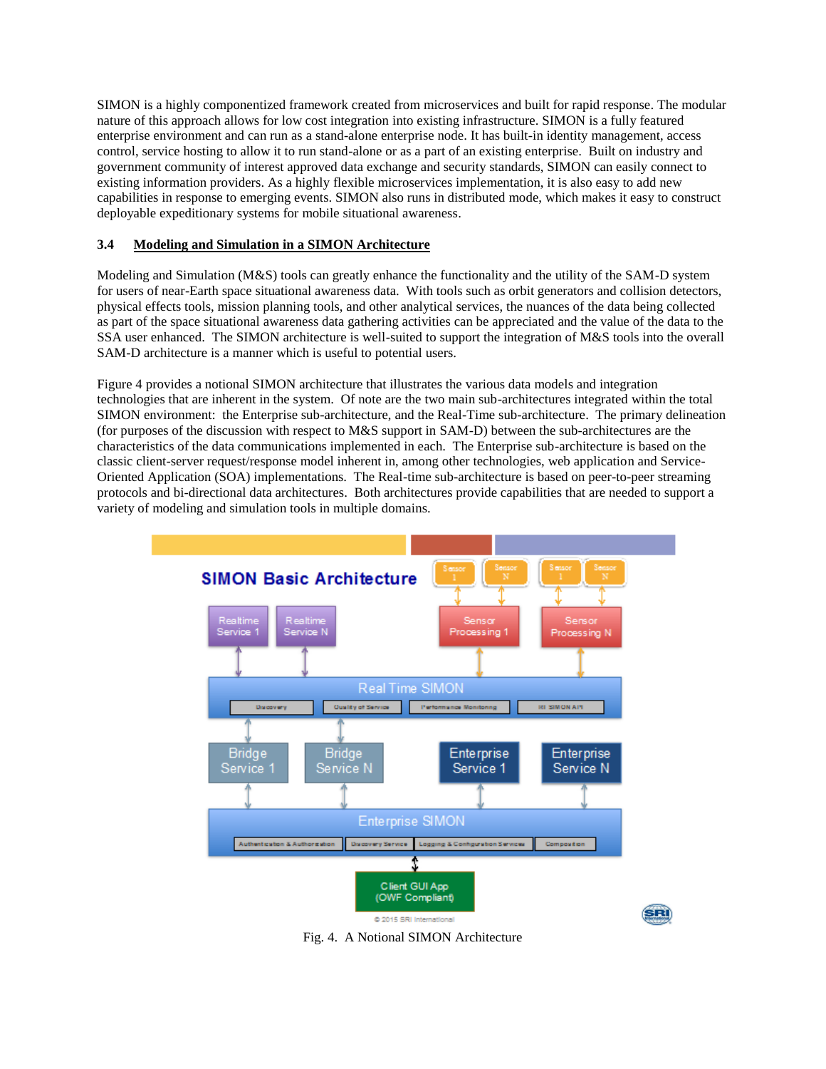SIMON is a highly componentized framework created from microservices and built for rapid response. The modular nature of this approach allows for low cost integration into existing infrastructure. SIMON is a fully featured enterprise environment and can run as a stand-alone enterprise node. It has built-in identity management, access control, service hosting to allow it to run stand-alone or as a part of an existing enterprise. Built on industry and government community of interest approved data exchange and security standards, SIMON can easily connect to existing information providers. As a highly flexible microservices implementation, it is also easy to add new capabilities in response to emerging events. SIMON also runs in distributed mode, which makes it easy to construct deployable expeditionary systems for mobile situational awareness.

### 3.4 Modeling and Simulation in a SIMON Architecture

Modeling and Simulation (M&S) tools can greatly enhance the functionality and the utility of the SAM-D system for users of near-Earth space situational awareness data. With tools such as orbit generators and collision detectors, physical effects tools, mission planning tools, and other analytical services, the nuances of the data being collected as part of the space situational awareness data gathering activities can be appreciated and the value of the data to the SSA user enhanced. The SIMON architecture is well-suited to support the integration of M&S tools into the overall SAM-D architecture is a manner which is useful to potential users.

Figure 4 provides a notional SIMON architecture that illustrates the various data models and integration technologies that are inherent in the system. Of note are the two main sub-architectures integrated within the total SIMON environment: the Enterprise sub-architecture, and the Real-Time sub-architecture. The primary delineation (for purposes of the discussion with respect to M&S support in SAM-D) between the sub-architectures are the characteristics of the data communications implemented in each. The Enterprise sub-architecture is based on the classic client-server request/response model inherent in, among other technologies, web application and Service-Oriented Application (SOA) implementations. The Real-time sub-architecture is based on peer-to-peer streaming protocols and bi-directional data architectures. Both architectures provide capabilities that are needed to support a variety of modeling and simulation tools in multiple domains.

Fig. 4. A Notional SIMON Architecture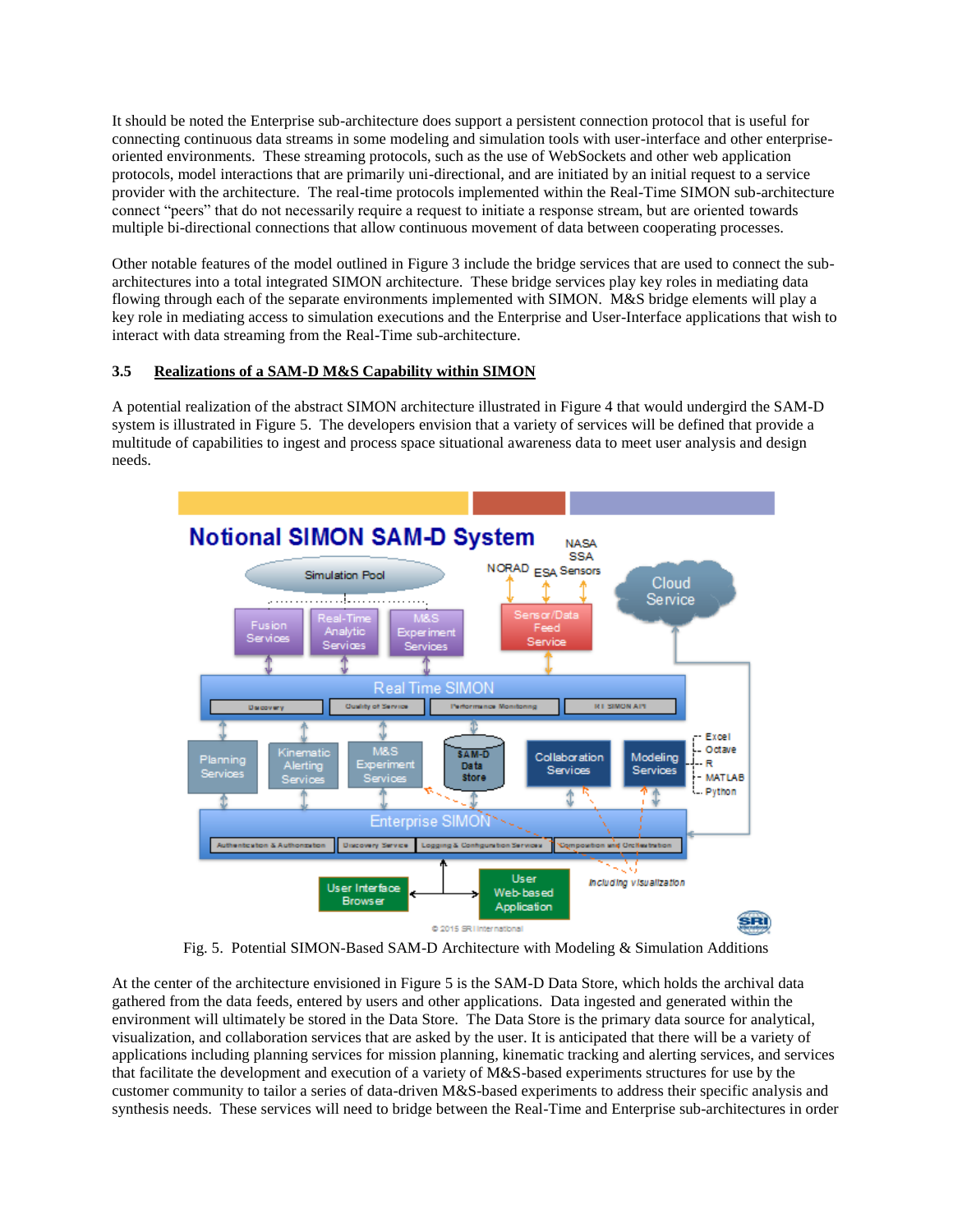It should be noted the Enterprise sub-architecture does support a persistent connection protocol that is useful for connecting continuous data streams in some modeling and simulation tools with user-interface and other enterprise-oriented environments. These streaming protocols, such as the use of WebSockets and other web application protocols, model interactions that are primarily uni-directional, and are initiated by an initial request to a service provider with the architecture. The real-time protocols implemented within the Real-Time SIMON sub-architecture connect "peers" that do not necessarily require a request to initiate a response stream, but are oriented towards multiple bi-directional connections that allow continuous movement of data between cooperating processes.

Other notable features of the model outlined in Figure 3 include the bridge services that are used to connect the sub-architectures into a total integrated SIMON architecture. These bridge services play key roles in mediating data flowing through each of the separate environments implemented with SIMON. M&S bridge elements will play a key role in mediating access to simulation executions and the Enterprise and User-Interface applications that wish to interact with data streaming from the Real-Time sub-architecture.

### 3.5 Realizations of a SAM-D M&S Capability within SIMON

A potential realization of the abstract SIMON architecture illustrated in Figure 4 that would undergird the SAM-D system is illustrated in Figure 5. The developers envision that a variety of services will be defined that provide a multitude of capabilities to ingest and process space situational awareness data to meet user analysis and design needs.

Fig. 5. Potential SIMON-Based SAM-D Architecture with Modeling & Simulation Additions

At the center of the architecture envisioned in Figure 5 is the SAM-D Data Store, which holds the archival data gathered from the data feeds, entered by users and other applications. Data ingested and generated within the environment will ultimately be stored in the Data Store. The Data Store is the primary data source for analytical, visualization, and collaboration services that are asked by the user. It is anticipated that there will be a variety of applications including planning services for mission planning, kinematic tracking and alerting services, and services that facilitate the development and execution of a variety of M&S-based experiments structures for use by the customer community to tailor a series of data-driven M&S-based experiments to address their specific analysis and synthesis needs. These services will need to bridge between the Real-Time and Enterprise sub-architectures in order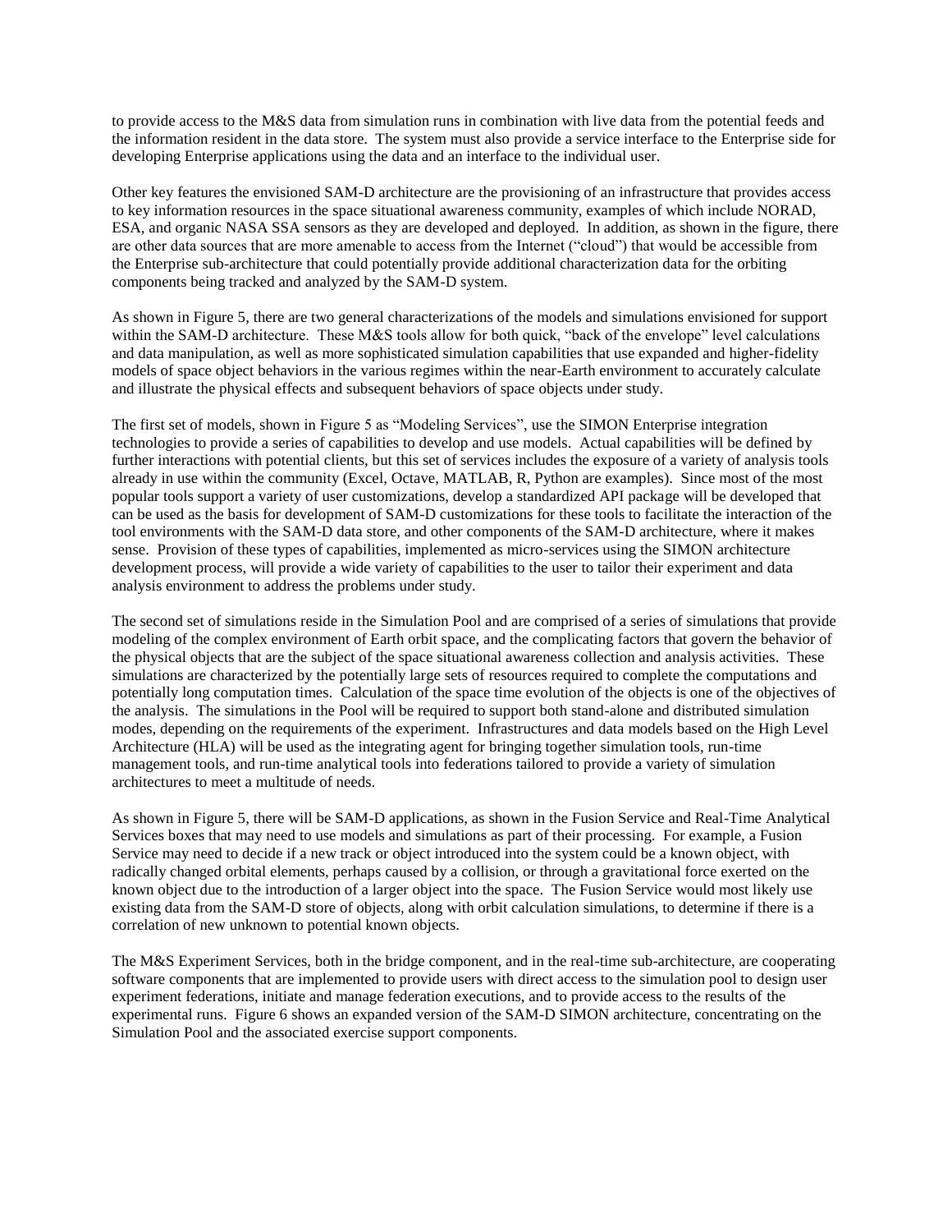to provide access to the M&S data from simulation runs in combination with live data from the potential feeds and the information resident in the data store. The system must also provide a service interface to the Enterprise side for developing Enterprise applications using the data and an interface to the individual user.

Other key features the envisioned SAM-D architecture are the provisioning of an infrastructure that provides access to key information resources in the space situational awareness community, examples of which include NORAD, ESA, and organic NASA SSA sensors as they are developed and deployed. In addition, as shown in the figure, there are other data sources that are more amenable to access from the Internet ("cloud") that would be accessible from the Enterprise sub-architecture that could potentially provide additional characterization data for the orbiting components being tracked and analyzed by the SAM-D system.

As shown in Figure 5, there are two general characterizations of the models and simulations envisioned for support within the SAM-D architecture. These M&S tools allow for both quick, "back of the envelope" level calculations and data manipulation, as well as more sophisticated simulation capabilities that use expanded and higher-fidelity models of space object behaviors in the various regimes within the near-Earth environment to accurately calculate and illustrate the physical effects and subsequent behaviors of space objects under study.

The first set of models, shown in Figure 5 as "Modeling Services", use the SIMON Enterprise integration technologies to provide a series of capabilities to develop and use models. Actual capabilities will be defined by further interactions with potential clients, but this set of services includes the exposure of a variety of analysis tools already in use within the community (Excel, Octave, MATLAB, R, Python are examples). Since most of the most popular tools support a variety of user customizations, develop a standardized API package will be developed that can be used as the basis for development of SAM-D customizations for these tools to facilitate the interaction of the tool environments with the SAM-D data store, and other components of the SAM-D architecture, where it makes sense. Provision of these types of capabilities, implemented as micro-services using the SIMON architecture development process, will provide a wide variety of capabilities to the user to tailor their experiment and data analysis environment to address the problems under study.

The second set of simulations reside in the Simulation Pool and are comprised of a series of simulations that provide modeling of the complex environment of Earth orbit space, and the complicating factors that govern the behavior of the physical objects that are the subject of the space situational awareness collection and analysis activities. These simulations are characterized by the potentially large sets of resources required to complete the computations and potentially long computation times. Calculation of the space time evolution of the objects is one of the objectives of the analysis. The simulations in the Pool will be required to support both stand-alone and distributed simulation modes, depending on the requirements of the experiment. Infrastructures and data models based on the High Level Architecture (HLA) will be used as the integrating agent for bringing together simulation tools, run-time management tools, and run-time analytical tools into federations tailored to provide a variety of simulation architectures to meet a multitude of needs.

As shown in Figure 5, there will be SAM-D applications, as shown in the Fusion Service and Real-Time Analytical Services boxes that may need to use models and simulations as part of their processing. For example, a Fusion Service may need to decide if a new track or object introduced into the system could be a known object, with radically changed orbital elements, perhaps caused by a collision, or through a gravitational force exerted on the known object due to the introduction of a larger object into the space. The Fusion Service would most likely use existing data from the SAM-D store of objects, along with orbit calculation simulations, to determine if there is a correlation of new unknown to potential known objects.

The M&S Experiment Services, both in the bridge component, and in the real-time sub-architecture, are cooperating software components that are implemented to provide users with direct access to the simulation pool to design user experiment federations, initiate and manage federation executions, and to provide access to the results of the experimental runs. Figure 6 shows an expanded version of the SAM-D SIMON architecture, concentrating on the Simulation Pool and the associated exercise support components.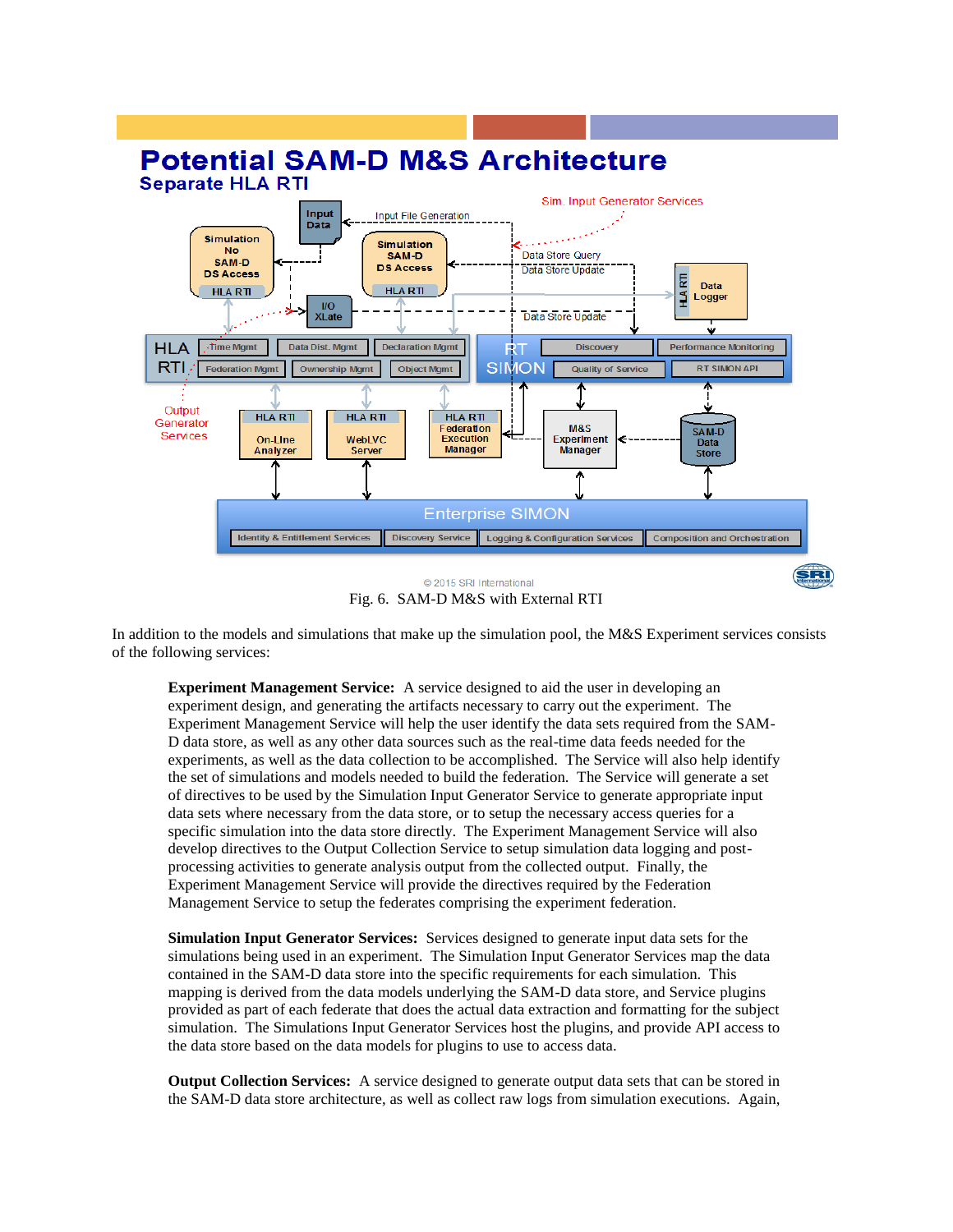Fig. 6.  SAM-D M&S with External RTI

In addition to the models and simulations that make up the simulation pool, the M&S Experiment services consists of the following services:

> **Experiment Management Service:** A service designed to aid the user in developing an experiment design, and generating the artifacts necessary to carry out the experiment. The Experiment Management Service will help the user identify the data sets required from the SAM-D data store, as well as any other data sources such as the real-time data feeds needed for the experiments, as well as the data collection to be accomplished. The Service will also help identify the set of simulations and models needed to build the federation. The Service will generate a set of directives to be used by the Simulation Input Generator Service to generate appropriate input data sets where necessary from the data store, or to setup the necessary access queries for a specific simulation into the data store directly. The Experiment Management Service will also develop directives to the Output Collection Service to setup simulation data logging and post-processing activities to generate analysis output from the collected output. Finally, the Experiment Management Service will provide the directives required by the Federation Management Service to setup the federates comprising the experiment federation.

> **Simulation Input Generator Services:** Services designed to generate input data sets for the simulations being used in an experiment. The Simulation Input Generator Services map the data contained in the SAM-D data store into the specific requirements for each simulation. This mapping is derived from the data models underlying the SAM-D data store, and Service plugins provided as part of each federate that does the actual data extraction and formatting for the subject simulation. The Simulations Input Generator Services host the plugins, and provide API access to the data store based on the data models for plugins to use to access data.

> **Output Collection Services:** A service designed to generate output data sets that can be stored in the SAM-D data store architecture, as well as collect raw logs from simulation executions. Again,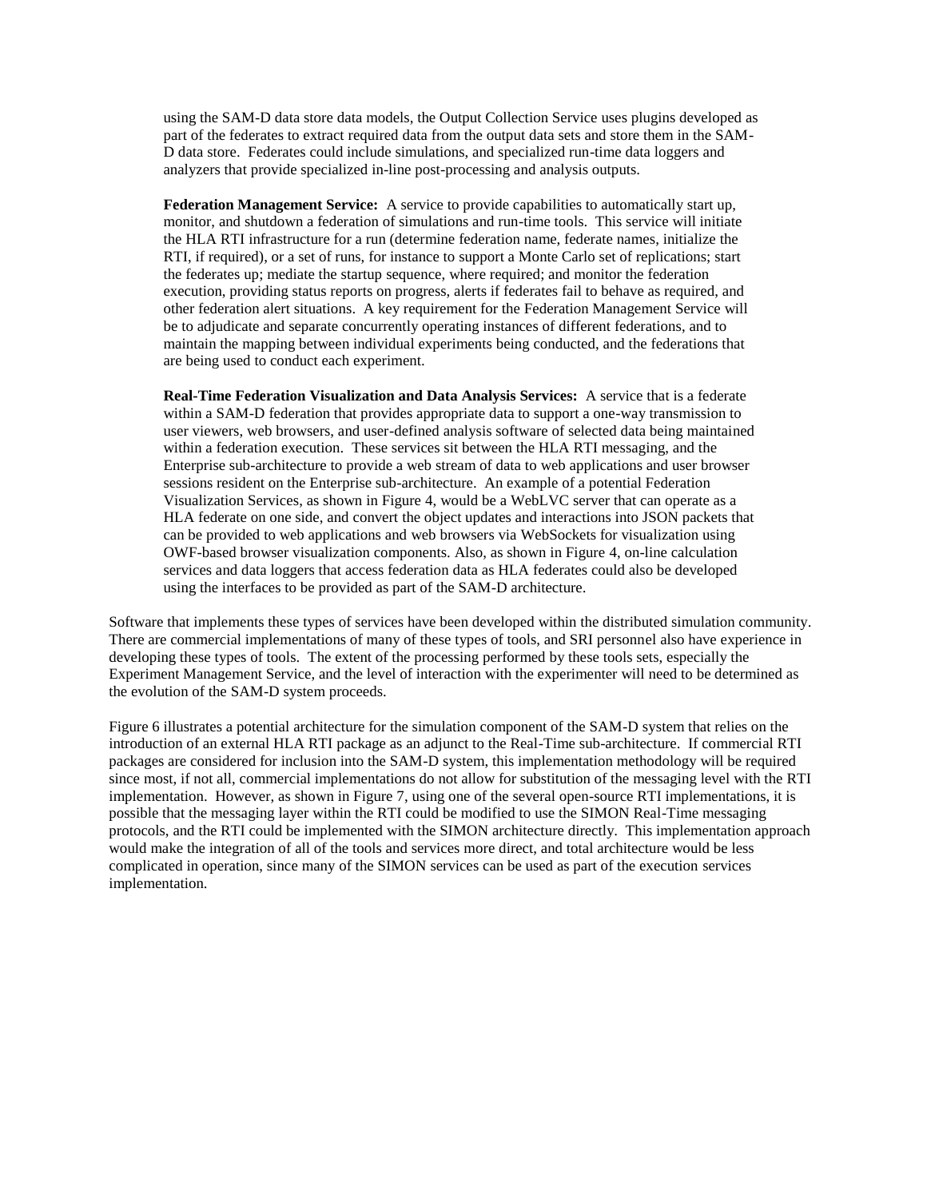using the SAM-D data store data models, the Output Collection Service uses plugins developed as part of the federates to extract required data from the output data sets and store them in the SAM-D data store. Federates could include simulations, and specialized run-time data loggers and analyzers that provide specialized in-line post-processing and analysis outputs.

**Federation Management Service:** A service to provide capabilities to automatically start up, monitor, and shutdown a federation of simulations and run-time tools. This service will initiate the HLA RTI infrastructure for a run (determine federation name, federate names, initialize the RTI, if required), or a set of runs, for instance to support a Monte Carlo set of replications; start the federates up; mediate the startup sequence, where required; and monitor the federation execution, providing status reports on progress, alerts if federates fail to behave as required, and other federation alert situations. A key requirement for the Federation Management Service will be to adjudicate and separate concurrently operating instances of different federations, and to maintain the mapping between individual experiments being conducted, and the federations that are being used to conduct each experiment.

**Real-Time Federation Visualization and Data Analysis Services:** A service that is a federate within a SAM-D federation that provides appropriate data to support a one-way transmission to user viewers, web browsers, and user-defined analysis software of selected data being maintained within a federation execution. These services sit between the HLA RTI messaging, and the Enterprise sub-architecture to provide a web stream of data to web applications and user browser sessions resident on the Enterprise sub-architecture. An example of a potential Federation Visualization Services, as shown in Figure 4, would be a WebLVC server that can operate as a HLA federate on one side, and convert the object updates and interactions into JSON packets that can be provided to web applications and web browsers via WebSockets for visualization using OWF-based browser visualization components. Also, as shown in Figure 4, on-line calculation services and data loggers that access federation data as HLA federates could also be developed using the interfaces to be provided as part of the SAM-D architecture.

Software that implements these types of services have been developed within the distributed simulation community. There are commercial implementations of many of these types of tools, and SRI personnel also have experience in developing these types of tools. The extent of the processing performed by these tools sets, especially the Experiment Management Service, and the level of interaction with the experimenter will need to be determined as the evolution of the SAM-D system proceeds.

Figure 6 illustrates a potential architecture for the simulation component of the SAM-D system that relies on the introduction of an external HLA RTI package as an adjunct to the Real-Time sub-architecture. If commercial RTI packages are considered for inclusion into the SAM-D system, this implementation methodology will be required since most, if not all, commercial implementations do not allow for substitution of the messaging level with the RTI implementation. However, as shown in Figure 7, using one of the several open-source RTI implementations, it is possible that the messaging layer within the RTI could be modified to use the SIMON Real-Time messaging protocols, and the RTI could be implemented with the SIMON architecture directly. This implementation approach would make the integration of all of the tools and services more direct, and total architecture would be less complicated in operation, since many of the SIMON services can be used as part of the execution services implementation.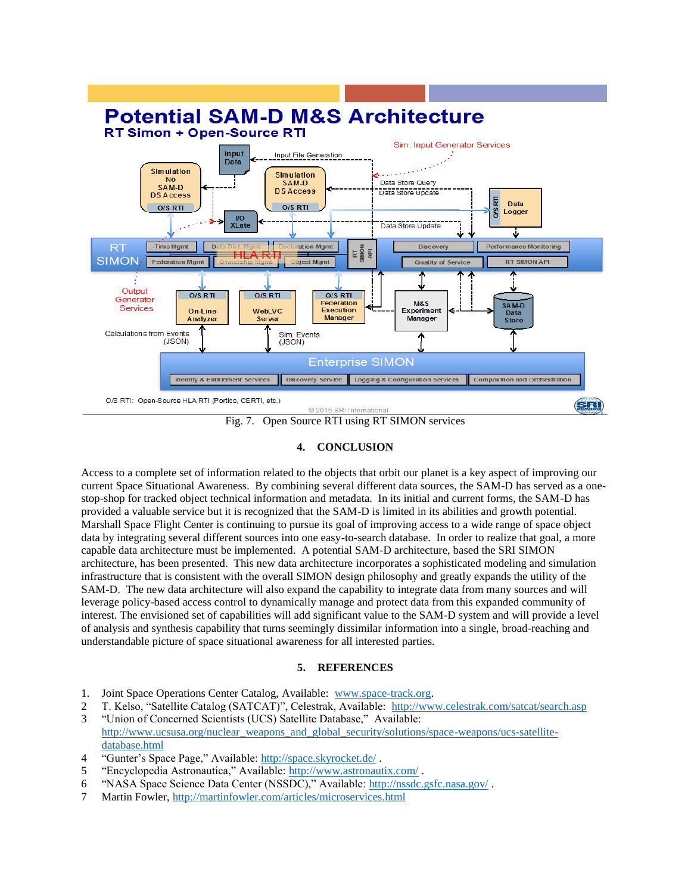Potential SAM-D M&S Architecture

RT Simon + Open-Source RTI

Sim. Input Generator Services

Input Data

Input File Generation

Simulation No SAM-D DS Access

O/S RTI

Simulation SAM-D DS Access

O/S RTI

Data Store Query

Data Store Update

O/S RTI

Data Logger

I/O XLate

Data Store Update

RT SIMON

Time Mgmt

Data Dist. Mgmt

Declaration Mgmt

HLA RTI

Federation Mgmt

Ownership Mgmt

Object Mgmt

RT SIMON API

Discovery

Performance Monitoring

Quality of Service

RT SIMON API

Output Generator Services

O/S RTI

On-Line Analyzer

O/S RTI

WebLVC Server

O/S RTI

Federation Execution Manager

M&S Experiment Manager

SAM-D Data Store

Calculations from Events (JSON)

Sim. Events (JSON)

Enterprise SIMON

Identity & Entitlement Services

Discovery Service

Logging & Configuration Services

Composition and Orchestration

O/S RTI: Open-Source HLA RTI (Portico, CERTI, etc.)

© 2015 SRI International

Fig. 7. Open Source RTI using RT SIMON services

## 4. CONCLUSION

Access to a complete set of information related to the objects that orbit our planet is a key aspect of improving our current Space Situational Awareness. By combining several different data sources, the SAM-D has served as a one-stop-shop for tracked object technical information and metadata. In its initial and current forms, the SAM-D has provided a valuable service but it is recognized that the SAM-D is limited in its abilities and growth potential. Marshall Space Flight Center is continuing to pursue its goal of improving access to a wide range of space object data by integrating several different sources into one easy-to-search database. In order to realize that goal, a more capable data architecture must be implemented. A potential SAM-D architecture, based the SRI SIMON architecture, has been presented. This new data architecture incorporates a sophisticated modeling and simulation infrastructure that is consistent with the overall SIMON design philosophy and greatly expands the utility of the SAM-D. The new data architecture will also expand the capability to integrate data from many sources and will leverage policy-based access control to dynamically manage and protect data from this expanded community of interest. The envisioned set of capabilities will add significant value to the SAM-D system and will provide a level of analysis and synthesis capability that turns seemingly dissimilar information into a single, broad-reaching and understandable picture of space situational awareness for all interested parties.

## 5. REFERENCES

1. Joint Space Operations Center Catalog, Available: www.space-track.org.
2. T. Kelso, "Satellite Catalog (SATCAT)", Celestrak, Available: http://www.celestrak.com/satcat/search.asp
3. "Union of Concerned Scientists (UCS) Satellite Database," Available: http://www.ucsusa.org/nuclear_weapons_and_global_security/solutions/space-weapons/ucs-satellite-database.html
4. "Gunter's Space Page," Available: http://space.skyrocket.de/ .
5. "Encyclopedia Astronautica," Available: http://www.astronautix.com/ .
6. "NASA Space Science Data Center (NSSDC)," Available: http://nssdc.gsfc.nasa.gov/ .
7. Martin Fowler, http://martinfowler.com/articles/microservices.html